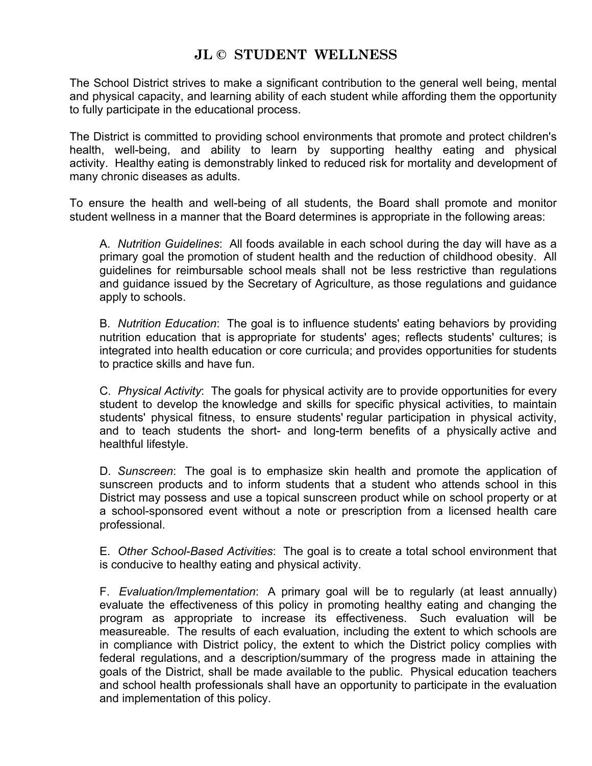# JL © STUDENT WELLNESS

The School District strives to make a significant contribution to the general well being, mental and physical capacity, and learning ability of each student while affording them the opportunity to fully participate in the educational process.

The District is committed to providing school environments that promote and protect children's health, well-being, and ability to learn by supporting healthy eating and physical activity. Healthy eating is demonstrably linked to reduced risk for mortality and development of many chronic diseases as adults.

To ensure the health and well-being of all students, the Board shall promote and monitor student wellness in a manner that the Board determines is appropriate in the following areas:

A. *Nutrition Guidelines*: All foods available in each school during the day will have as a primary goal the promotion of student health and the reduction of childhood obesity. All guidelines for reimbursable school meals shall not be less restrictive than regulations and guidance issued by the Secretary of Agriculture, as those regulations and guidance apply to schools.

B. *Nutrition Education*: The goal is to influence students' eating behaviors by providing nutrition education that is appropriate for students' ages; reflects students' cultures; is integrated into health education or core curricula; and provides opportunities for students to practice skills and have fun.

C. *Physical Activity*: The goals for physical activity are to provide opportunities for every student to develop the knowledge and skills for specific physical activities, to maintain students' physical fitness, to ensure students' regular participation in physical activity, and to teach students the short- and long-term benefits of a physically active and healthful lifestyle.

D. *Sunscreen*: The goal is to emphasize skin health and promote the application of sunscreen products and to inform students that a student who attends school in this District may possess and use a topical sunscreen product while on school property or at a school-sponsored event without a note or prescription from a licensed health care professional.

E. *Other School-Based Activities*: The goal is to create a total school environment that is conducive to healthy eating and physical activity.

F. *Evaluation/Implementation*: A primary goal will be to regularly (at least annually) evaluate the effectiveness of this policy in promoting healthy eating and changing the program as appropriate to increase its effectiveness. Such evaluation will be measureable. The results of each evaluation, including the extent to which schools are in compliance with District policy, the extent to which the District policy complies with federal regulations, and a description/summary of the progress made in attaining the goals of the District, shall be made available to the public. Physical education teachers and school health professionals shall have an opportunity to participate in the evaluation and implementation of this policy.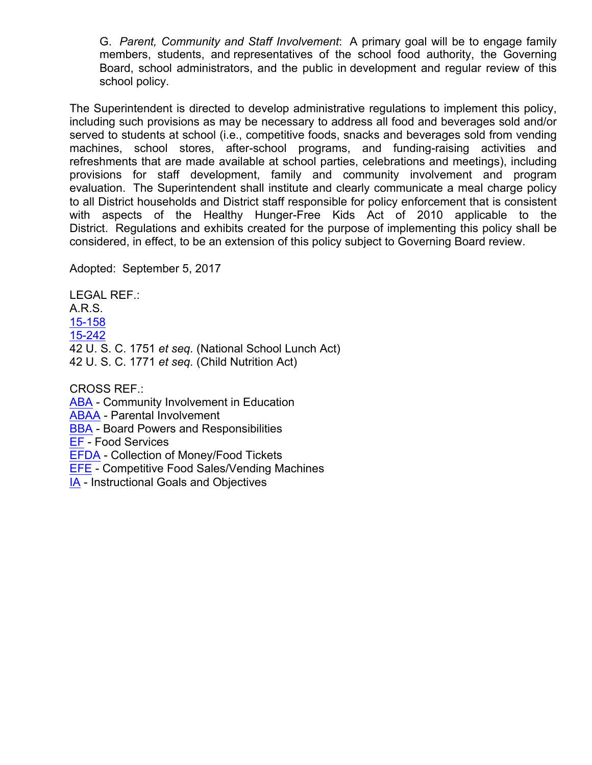G. *Parent, Community and Staff Involvement*: A primary goal will be to engage family members, students, and representatives of the school food authority, the Governing Board, school administrators, and the public in development and regular review of this school policy.

The Superintendent is directed to develop administrative regulations to implement this policy, including such provisions as may be necessary to address all food and beverages sold and/or served to students at school (i.e., competitive foods, snacks and beverages sold from vending machines, school stores, after-school programs, and funding-raising activities and refreshments that are made available at school parties, celebrations and meetings), including provisions for staff development, family and community involvement and program evaluation. The Superintendent shall institute and clearly communicate a meal charge policy to all District households and District staff responsible for policy enforcement that is consistent with aspects of the Healthy Hunger-Free Kids Act of 2010 applicable to the District. Regulations and exhibits created for the purpose of implementing this policy shall be considered, in effect, to be an extension of this policy subject to Governing Board review.

Adopted: September 5, 2017

LEGAL REF.:
A.R.S.
15-158
15-242
42 U. S. C. 1751 *et seq.* (National School Lunch Act)
42 U. S. C. 1771 *et seq.* (Child Nutrition Act)

CROSS REF.:
ABA - Community Involvement in Education
ABAA - Parental Involvement
BBA - Board Powers and Responsibilities
EF - Food Services
EFDA - Collection of Money/Food Tickets
EFE - Competitive Food Sales/Vending Machines
IA - Instructional Goals and Objectives